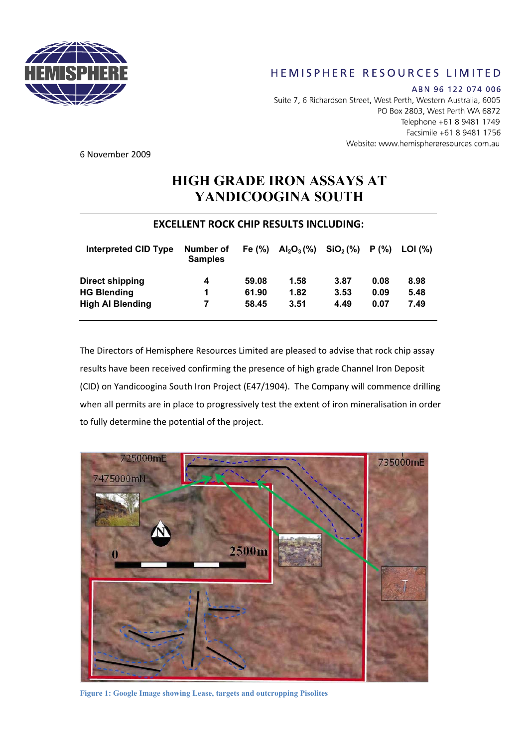HEMISPHERE RESOURCES LIMITED

ABN 96 122 074 006

Suite 7, 6 Richardson Street, West Perth, Western Australia, 6005
PO Box 2803, West Perth WA 6872
Telephone +61 8 9481 1749
Facsimile +61 8 9481 1756
Website: www.hemisphereresources.com.au

6 November 2009

# HIGH GRADE IRON ASSAYS AT YANDICOOGINA SOUTH

## EXCELLENT ROCK CHIP RESULTS INCLUDING:

| Interpreted CID Type | Number of Samples | Fe (%) | $Al_2O_3$ (%) | $SiO_2$ (%) | P (%) | LOI (%) |
|---|---|---|---|---|---|---|
| **Direct shipping** | **4** | **59.08** | **1.58** | **3.87** | **0.08** | **8.98** |
| **HG Blending** | **1** | **61.90** | **1.82** | **3.53** | **0.09** | **5.48** |
| **High Al Blending** | **7** | **58.45** | **3.51** | **4.49** | **0.07** | **7.49** |

The Directors of Hemisphere Resources Limited are pleased to advise that rock chip assay results have been received confirming the presence of high grade Channel Iron Deposit (CID) on Yandicoogina South Iron Project (E47/1904). The Company will commence drilling when all permits are in place to progressively test the extent of iron mineralisation in order to fully determine the potential of the project.

Figure 1: Google Image showing Lease, targets and outcropping Pisolites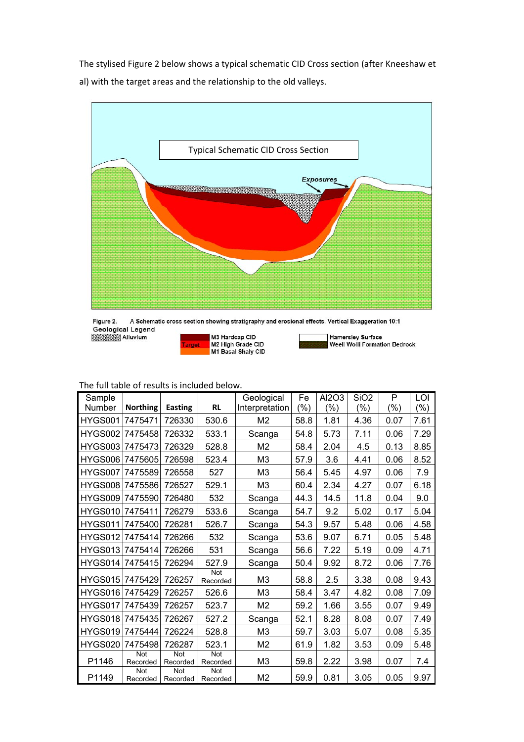The stylised Figure 2 below shows a typical schematic CID Cross section (after Kneeshaw et al) with the target areas and the relationship to the old valleys.

Typical Schematic CID Cross Section

Exposures

Figure 2. A Schematic cross section showing stratigraphy and erosional effects. Vertical Exaggeration 10:1

Geological Legend

Alluvium

Target

M3 Hardcap CID
M2 High Grade CID
M1 Basal Shaly CID

Hamersley Surface
Weeli Wolli Formation Bedrock

The full table of results is included below.

| Sample Number | Northing | Easting | RL | Geological Interpretation | Fe (%) | Al2O3 (%) | SiO2 (%) | P (%) | LOI (%) |
|---|---|---|---|---|---|---|---|---|---|
| HYGS001 | 7475471 | 726330 | 530.6 | M2 | 58.8 | 1.81 | 4.36 | 0.07 | 7.61 |
| HYGS002 | 7475458 | 726332 | 533.1 | Scanga | 54.8 | 5.73 | 7.11 | 0.06 | 7.29 |
| HYGS003 | 7475473 | 726329 | 528.8 | M2 | 58.4 | 2.04 | 4.5 | 0.13 | 8.85 |
| HYGS006 | 7475605 | 726598 | 523.4 | M3 | 57.9 | 3.6 | 4.41 | 0.06 | 8.52 |
| HYGS007 | 7475589 | 726558 | 527 | M3 | 56.4 | 5.45 | 4.97 | 0.06 | 7.9 |
| HYGS008 | 7475586 | 726527 | 529.1 | M3 | 60.4 | 2.34 | 4.27 | 0.07 | 6.18 |
| HYGS009 | 7475590 | 726480 | 532 | Scanga | 44.3 | 14.5 | 11.8 | 0.04 | 9.0 |
| HYGS010 | 7475411 | 726279 | 533.6 | Scanga | 54.7 | 9.2 | 5.02 | 0.17 | 5.04 |
| HYGS011 | 7475400 | 726281 | 526.7 | Scanga | 54.3 | 9.57 | 5.48 | 0.06 | 4.58 |
| HYGS012 | 7475414 | 726266 | 532 | Scanga | 53.6 | 9.07 | 6.71 | 0.05 | 5.48 |
| HYGS013 | 7475414 | 726266 | 531 | Scanga | 56.6 | 7.22 | 5.19 | 0.09 | 4.71 |
| HYGS014 | 7475415 | 726294 | 527.9 | Scanga | 50.4 | 9.92 | 8.72 | 0.06 | 7.76 |
| HYGS015 | 7475429 | 726257 | Not Recorded | M3 | 58.8 | 2.5 | 3.38 | 0.08 | 9.43 |
| HYGS016 | 7475429 | 726257 | 526.6 | M3 | 58.4 | 3.47 | 4.82 | 0.08 | 7.09 |
| HYGS017 | 7475439 | 726257 | 523.7 | M2 | 59.2 | 1.66 | 3.55 | 0.07 | 9.49 |
| HYGS018 | 7475435 | 726267 | 527.2 | Scanga | 52.1 | 8.28 | 8.08 | 0.07 | 7.49 |
| HYGS019 | 7475444 | 726224 | 528.8 | M3 | 59.7 | 3.03 | 5.07 | 0.08 | 5.35 |
| HYGS020 | 7475498 | 726287 | 523.1 | M2 | 61.9 | 1.82 | 3.53 | 0.09 | 5.48 |
| P1146 | Not Recorded | Not Recorded | Not Recorded | M3 | 59.8 | 2.22 | 3.98 | 0.07 | 7.4 |
| P1149 | Not Recorded | Not Recorded | Not Recorded | M2 | 59.9 | 0.81 | 3.05 | 0.05 | 9.97 |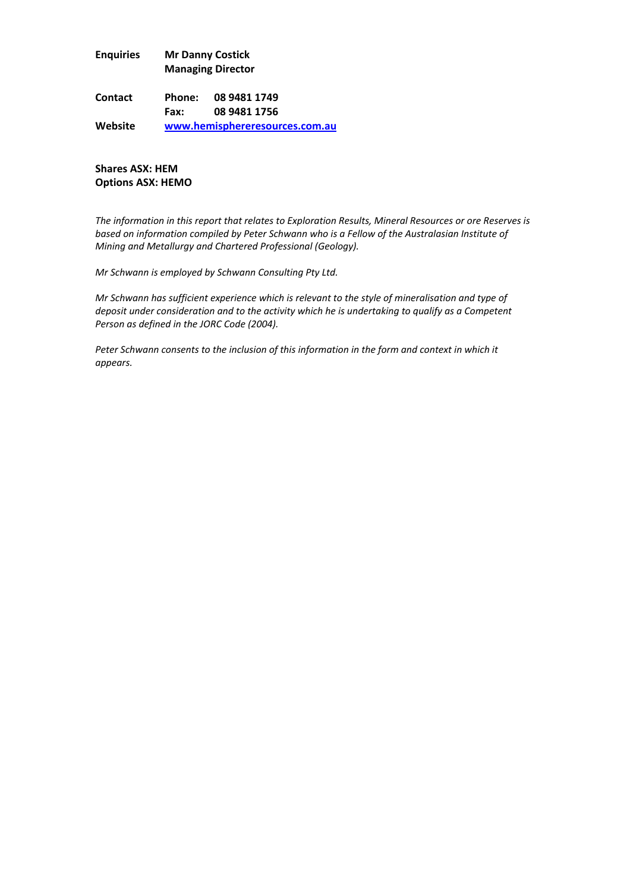| | | |
|---|---|---|
| **Enquiries** | **Mr Danny Costick** | |
| | **Managing Director** | |
| **Contact** | **Phone:** | **08 9481 1749** |
| | **Fax:** | **08 9481 1756** |
| **Website** | **www.hemisphereresources.com.au** | |

**Shares ASX: HEM**
**Options ASX: HEMO**

*The information in this report that relates to Exploration Results, Mineral Resources or ore Reserves is based on information compiled by Peter Schwann who is a Fellow of the Australasian Institute of Mining and Metallurgy and Chartered Professional (Geology).*

*Mr Schwann is employed by Schwann Consulting Pty Ltd.*

*Mr Schwann has sufficient experience which is relevant to the style of mineralisation and type of deposit under consideration and to the activity which he is undertaking to qualify as a Competent Person as defined in the JORC Code (2004).*

*Peter Schwann consents to the inclusion of this information in the form and context in which it appears.*